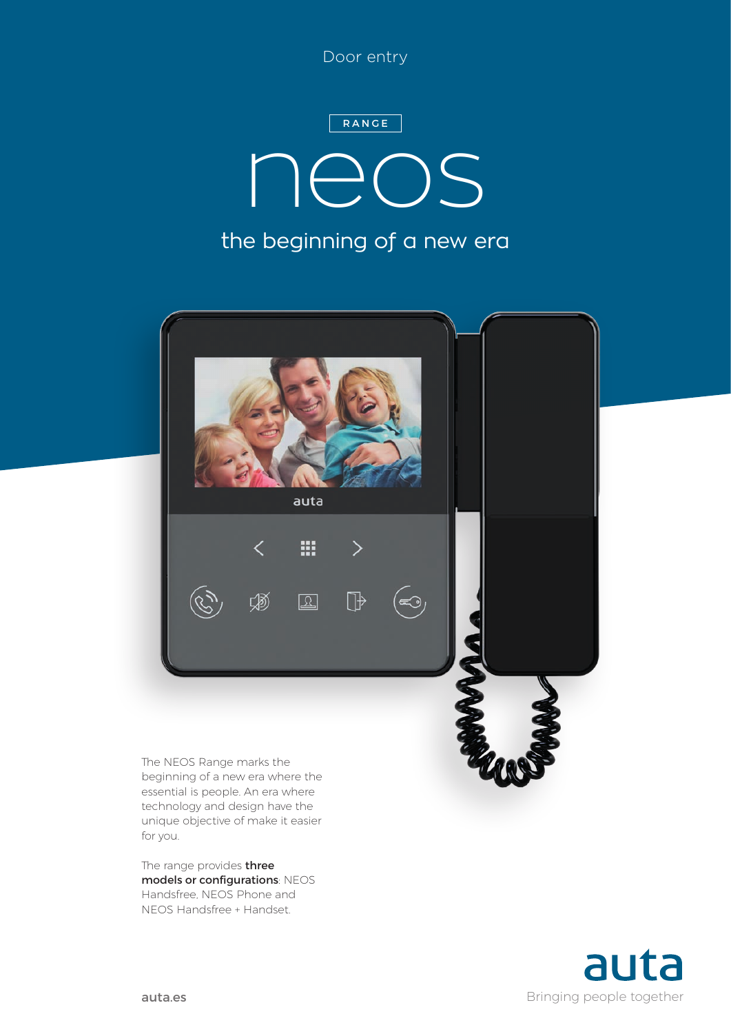Door entry

RANGE

# neos

## the beginning of a new era

The NEOS Range marks the beginning of a new era where the essential is people. An era where technology and design have the unique objective of make it easier for you.

The range provides **three models or configurations**: NEOS Handsfree, NEOS Phone and NEOS Handsfree + Handset.

auta.es

auta

Bringing people together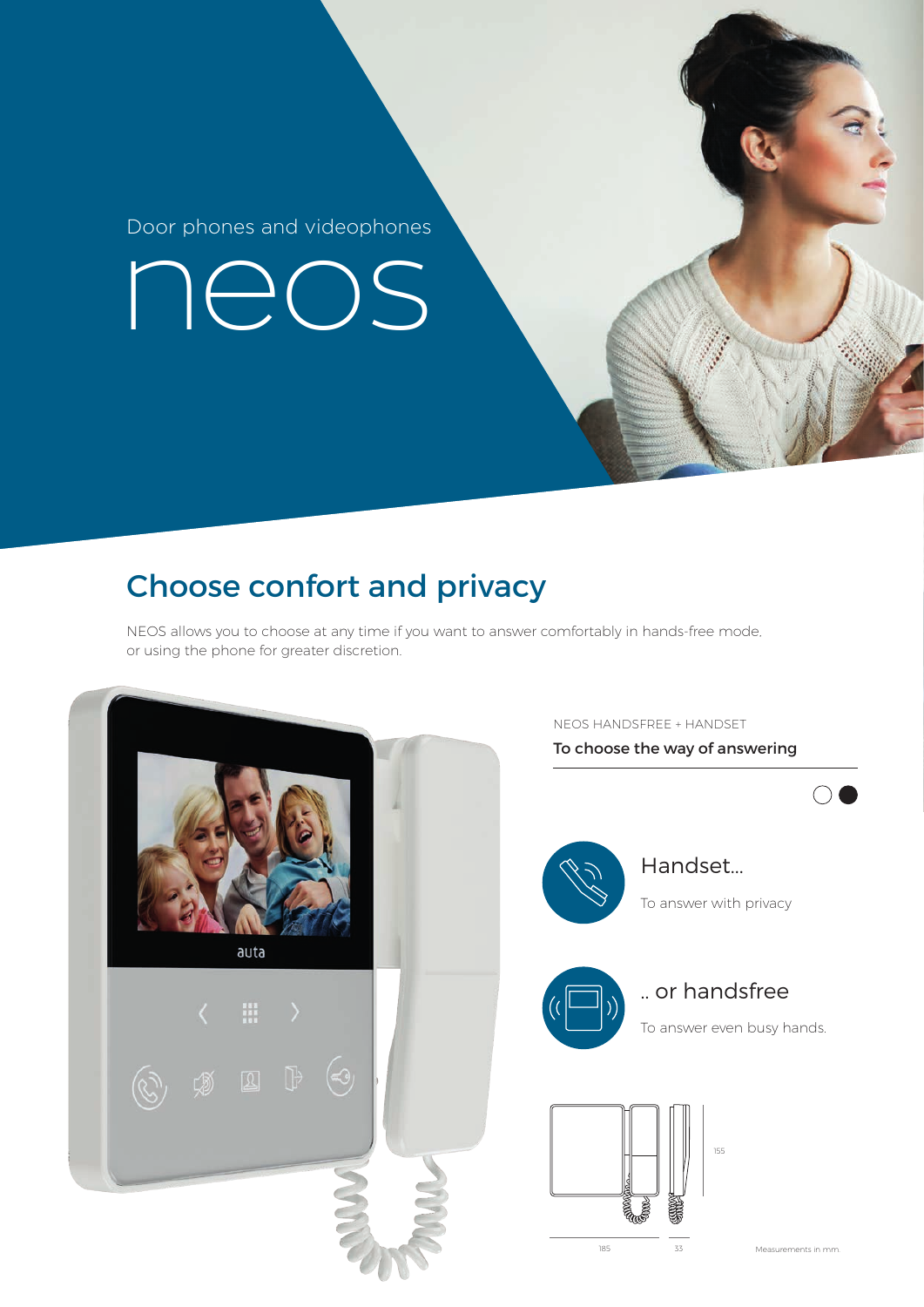Door phones and videophones

# neos

## Choose confort and privacy

NEOS allows you to choose at any time if you want to answer comfortably in hands-free mode, or using the phone for greater discretion.

NEOS HANDSFREE + HANDSET

**To choose the way of answering**

### Handset...

To answer with privacy

### .. or handsfree

To answer even busy hands.

155

185

33

Measurements in mm.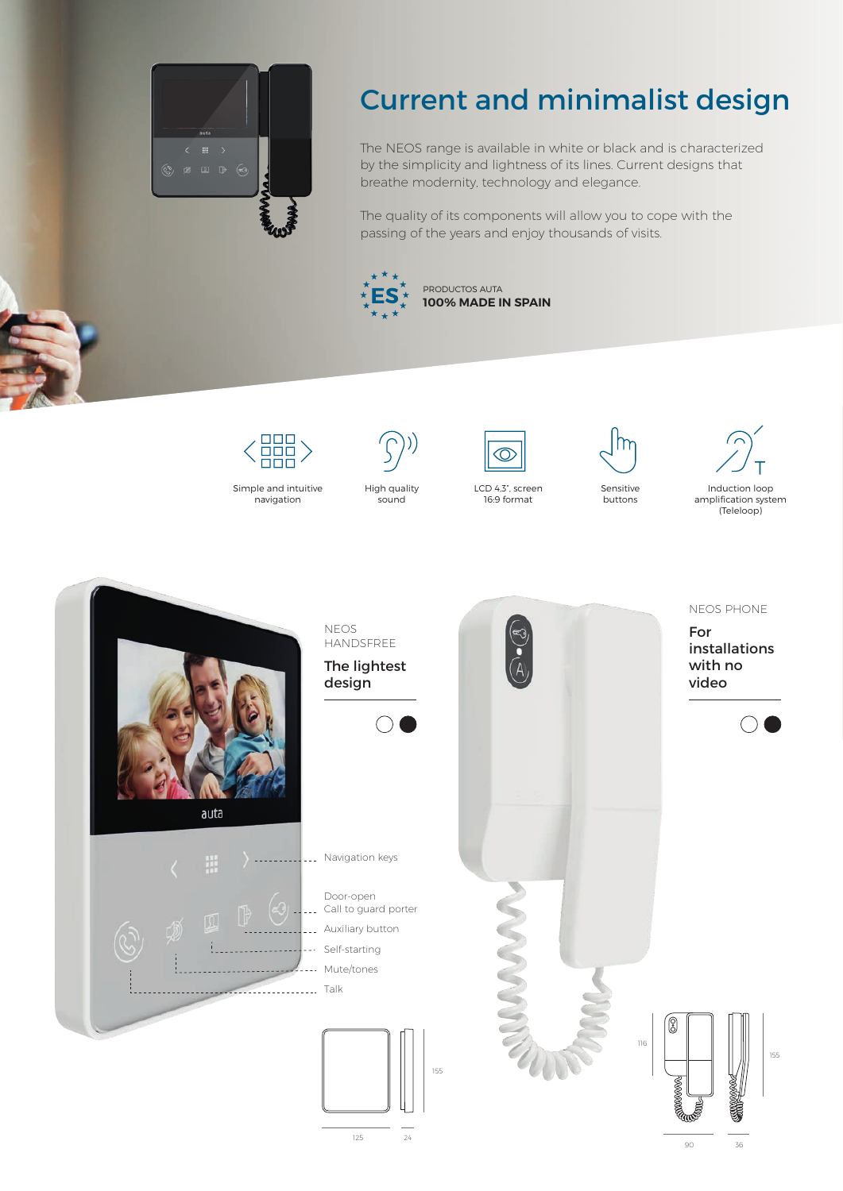# Current and minimalist design

The NEOS range is available in white or black and is characterized by the simplicity and lightness of its lines. Current designs that breathe modernity, technology and elegance.

The quality of its components will allow you to cope with the passing of the years and enjoy thousands of visits.

PRODUCTOS AUTA
**100% MADE IN SPAIN**

- Simple and intuitive navigation
- High quality sound
- LCD 4.3", screen 16:9 format
- Sensitive buttons
- Induction loop amplification system (Teleloop)

NEOS HANDSFREE

## The lightest design

- Navigation keys
- Door-open
- Call to guard porter
- Auxiliary button
- Self-starting
- Mute/tones
- Talk

155 / 125 / 24

NEOS PHONE

## For installations with no video

116 / 155 / 90 / 36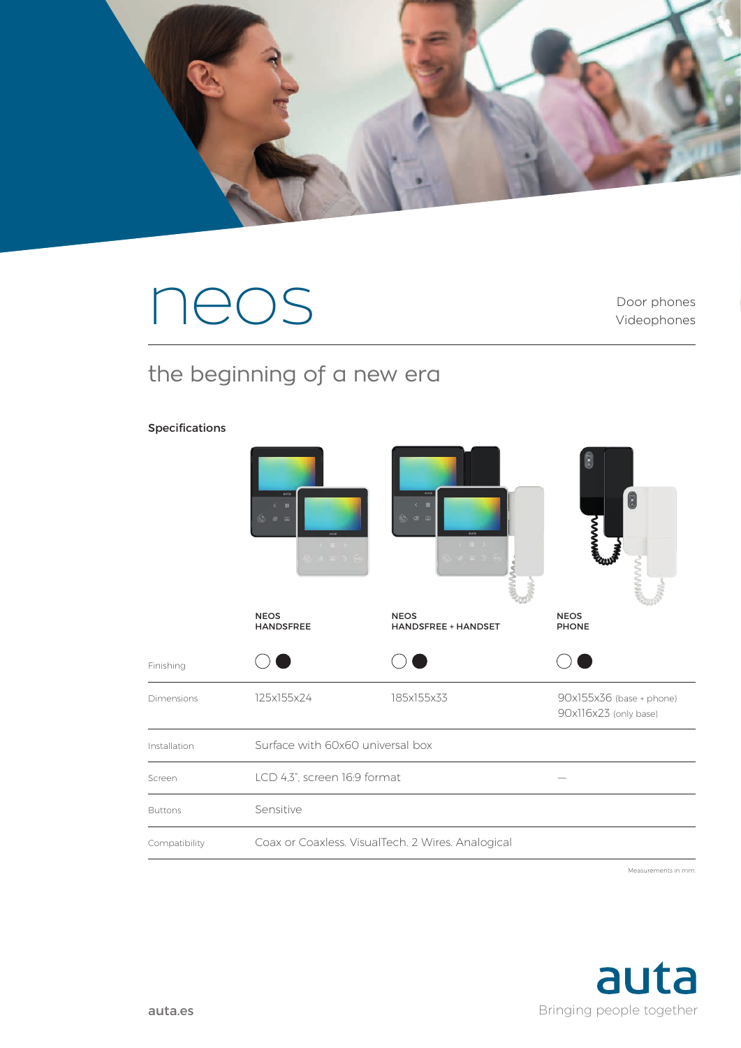# neos

Door phones
Videophones

## the beginning of a new era

### Specifications

| | NEOS HANDSFREE | NEOS HANDSFREE + HANDSET | NEOS PHONE |
|---|---|---|---|
| Finishing | ○ ● | ○ ● | ○ ● |
| Dimensions | 125x155x24 | 185x155x33 | 90x155x36 (base + phone) 90x116x23 (only base) |
| Installation | Surface with 60x60 universal box | | |
| Screen | LCD 4,3", screen 16:9 format | | — |
| Buttons | Sensitive | | |
| Compatibility | Coax or Coaxless. VisualTech. 2 Wires. Analogical | | |

Measurements in mm.

auta.es

auta
Bringing people together